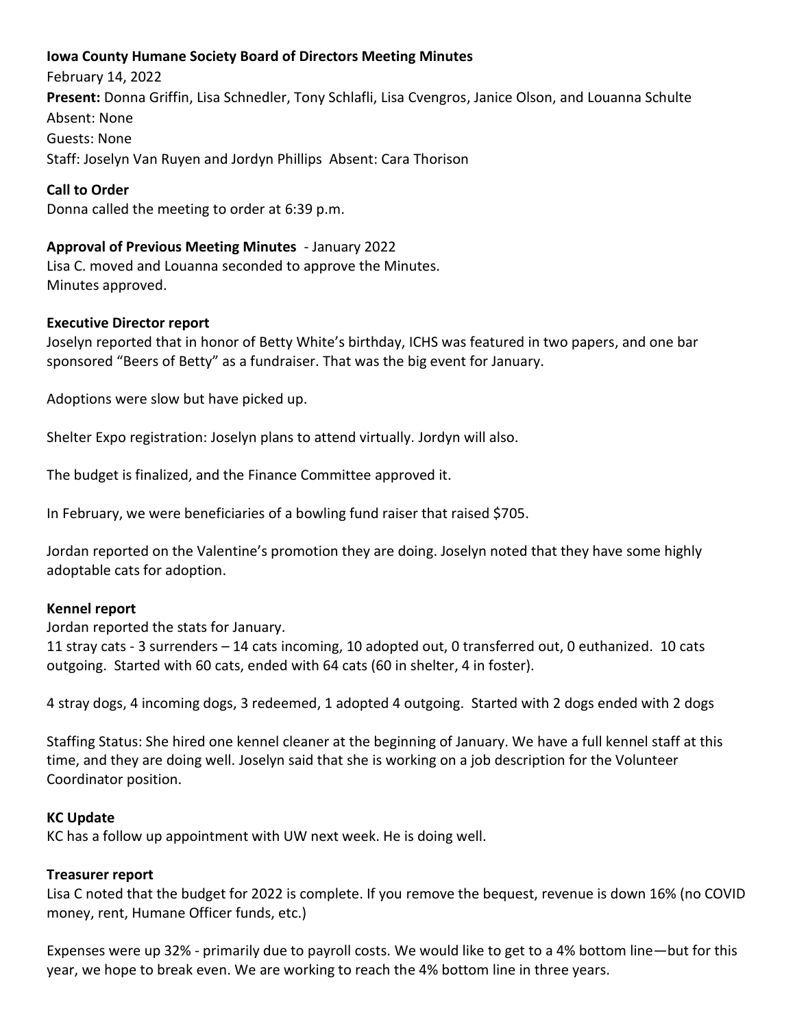**Iowa County Humane Society Board of Directors Meeting Minutes**

February 14, 2022

**Present:** Donna Griffin, Lisa Schnedler, Tony Schlafli, Lisa Cvengros, Janice Olson, and Louanna Schulte

Absent: None

Guests: None

Staff: Joselyn Van Ruyen and Jordyn Phillips Absent: Cara Thorison

**Call to Order**

Donna called the meeting to order at 6:39 p.m.

**Approval of Previous Meeting Minutes** - January 2022

Lisa C. moved and Louanna seconded to approve the Minutes.

Minutes approved.

**Executive Director report**

Joselyn reported that in honor of Betty White's birthday, ICHS was featured in two papers, and one bar sponsored "Beers of Betty" as a fundraiser. That was the big event for January.

Adoptions were slow but have picked up.

Shelter Expo registration: Joselyn plans to attend virtually. Jordyn will also.

The budget is finalized, and the Finance Committee approved it.

In February, we were beneficiaries of a bowling fund raiser that raised $705.

Jordan reported on the Valentine's promotion they are doing. Joselyn noted that they have some highly adoptable cats for adoption.

**Kennel report**

Jordan reported the stats for January.

11 stray cats - 3 surrenders – 14 cats incoming, 10 adopted out, 0 transferred out, 0 euthanized. 10 cats outgoing. Started with 60 cats, ended with 64 cats (60 in shelter, 4 in foster).

4 stray dogs, 4 incoming dogs, 3 redeemed, 1 adopted 4 outgoing. Started with 2 dogs ended with 2 dogs

Staffing Status: She hired one kennel cleaner at the beginning of January. We have a full kennel staff at this time, and they are doing well. Joselyn said that she is working on a job description for the Volunteer Coordinator position.

**KC Update**

KC has a follow up appointment with UW next week. He is doing well.

**Treasurer report**

Lisa C noted that the budget for 2022 is complete. If you remove the bequest, revenue is down 16% (no COVID money, rent, Humane Officer funds, etc.)

Expenses were up 32% - primarily due to payroll costs. We would like to get to a 4% bottom line—but for this year, we hope to break even. We are working to reach the 4% bottom line in three years.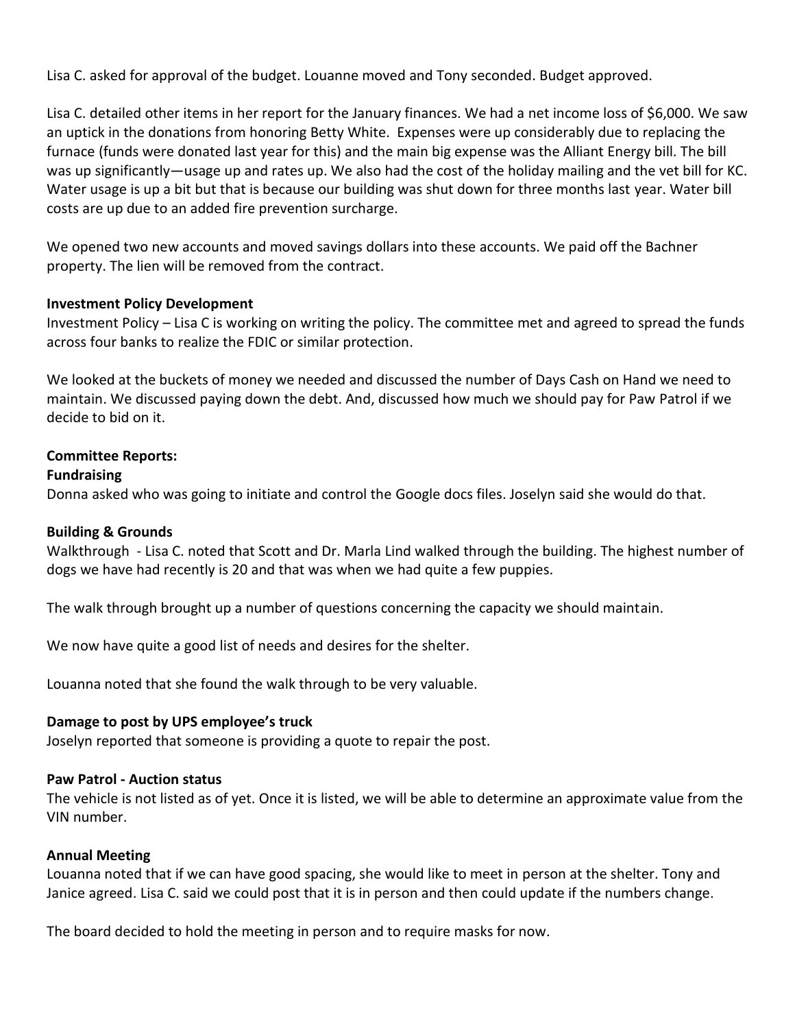Lisa C. asked for approval of the budget. Louanne moved and Tony seconded. Budget approved.

Lisa C. detailed other items in her report for the January finances. We had a net income loss of $6,000. We saw an uptick in the donations from honoring Betty White. Expenses were up considerably due to replacing the furnace (funds were donated last year for this) and the main big expense was the Alliant Energy bill. The bill was up significantly—usage up and rates up. We also had the cost of the holiday mailing and the vet bill for KC. Water usage is up a bit but that is because our building was shut down for three months last year. Water bill costs are up due to an added fire prevention surcharge.

We opened two new accounts and moved savings dollars into these accounts. We paid off the Bachner property. The lien will be removed from the contract.

**Investment Policy Development**

Investment Policy – Lisa C is working on writing the policy. The committee met and agreed to spread the funds across four banks to realize the FDIC or similar protection.

We looked at the buckets of money we needed and discussed the number of Days Cash on Hand we need to maintain. We discussed paying down the debt. And, discussed how much we should pay for Paw Patrol if we decide to bid on it.

**Committee Reports:**

**Fundraising**

Donna asked who was going to initiate and control the Google docs files. Joselyn said she would do that.

**Building & Grounds**

Walkthrough - Lisa C. noted that Scott and Dr. Marla Lind walked through the building. The highest number of dogs we have had recently is 20 and that was when we had quite a few puppies.

The walk through brought up a number of questions concerning the capacity we should maintain.

We now have quite a good list of needs and desires for the shelter.

Louanna noted that she found the walk through to be very valuable.

**Damage to post by UPS employee's truck**

Joselyn reported that someone is providing a quote to repair the post.

**Paw Patrol - Auction status**

The vehicle is not listed as of yet. Once it is listed, we will be able to determine an approximate value from the VIN number.

**Annual Meeting**

Louanna noted that if we can have good spacing, she would like to meet in person at the shelter. Tony and Janice agreed. Lisa C. said we could post that it is in person and then could update if the numbers change.

The board decided to hold the meeting in person and to require masks for now.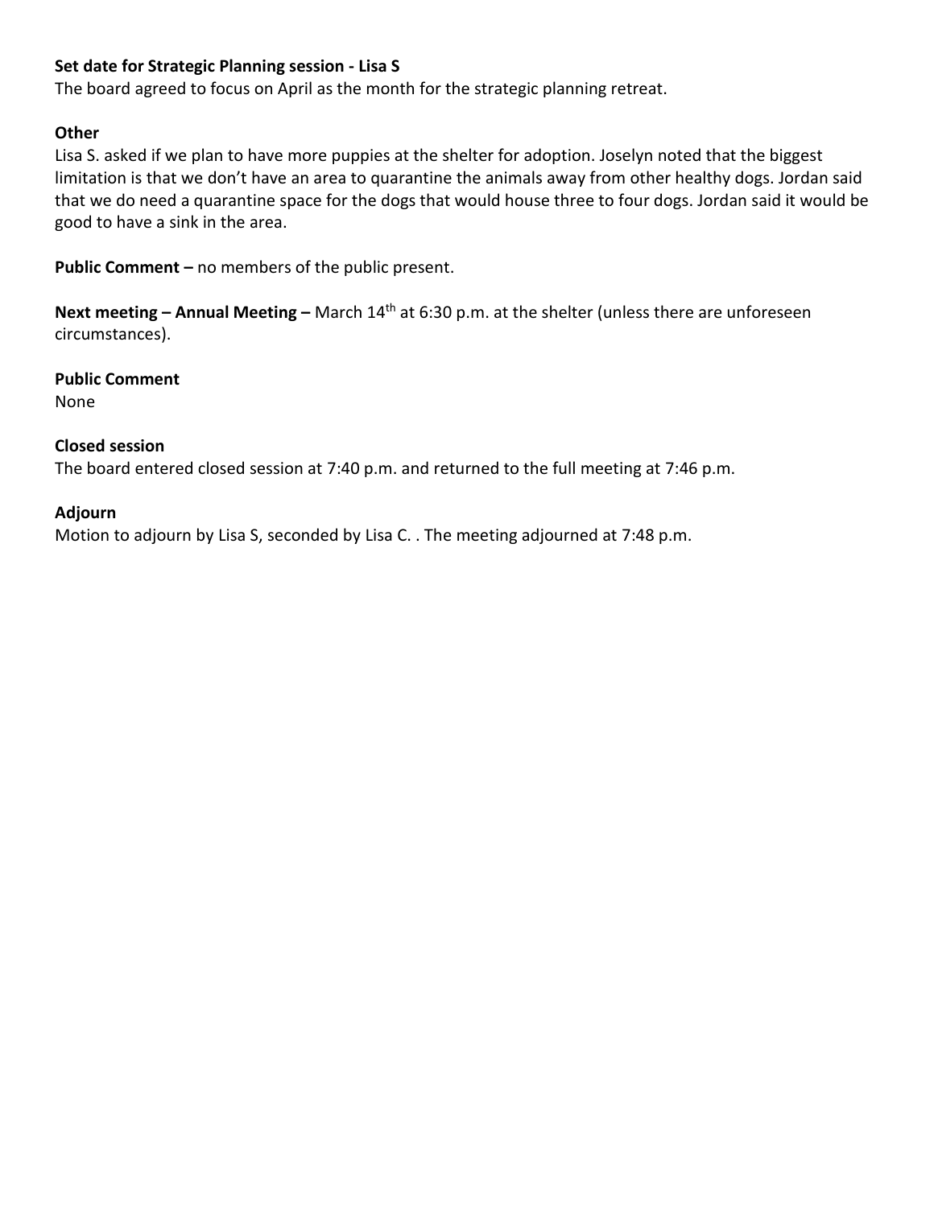**Set date for Strategic Planning session - Lisa S**

The board agreed to focus on April as the month for the strategic planning retreat.

**Other**

Lisa S. asked if we plan to have more puppies at the shelter for adoption. Joselyn noted that the biggest limitation is that we don't have an area to quarantine the animals away from other healthy dogs. Jordan said that we do need a quarantine space for the dogs that would house three to four dogs. Jordan said it would be good to have a sink in the area.

**Public Comment –** no members of the public present.

**Next meeting – Annual Meeting –** March 14th at 6:30 p.m. at the shelter (unless there are unforeseen circumstances).

**Public Comment**

None

**Closed session**

The board entered closed session at 7:40 p.m. and returned to the full meeting at 7:46 p.m.

**Adjourn**

Motion to adjourn by Lisa S, seconded by Lisa C. . The meeting adjourned at 7:48 p.m.